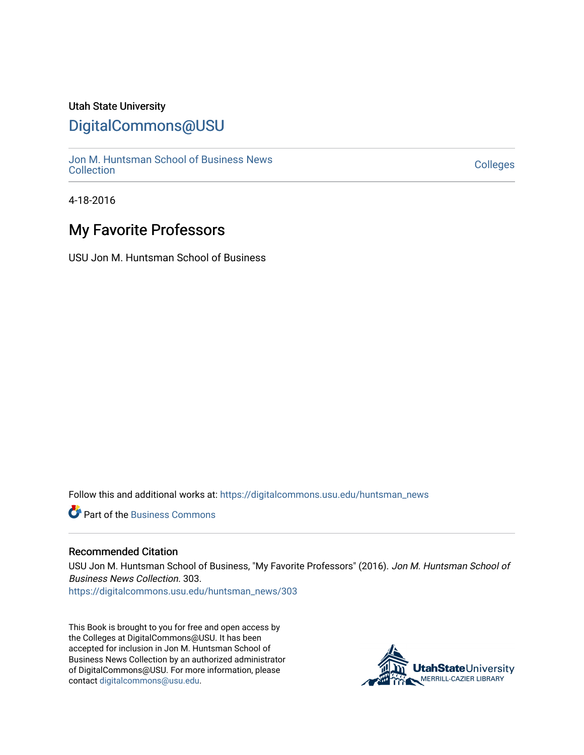Utah State University

# DigitalCommons@USU

Jon M. Huntsman School of Business News Collection

Colleges

4-18-2016

## My Favorite Professors

USU Jon M. Huntsman School of Business

Follow this and additional works at: https://digitalcommons.usu.edu/huntsman_news

Part of the Business Commons

### Recommended Citation

USU Jon M. Huntsman School of Business, "My Favorite Professors" (2016). *Jon M. Huntsman School of Business News Collection*. 303.
https://digitalcommons.usu.edu/huntsman_news/303

This Book is brought to you for free and open access by the Colleges at DigitalCommons@USU. It has been accepted for inclusion in Jon M. Huntsman School of Business News Collection by an authorized administrator of DigitalCommons@USU. For more information, please contact digitalcommons@usu.edu.

UtahStateUniversity MERRILL-CAZIER LIBRARY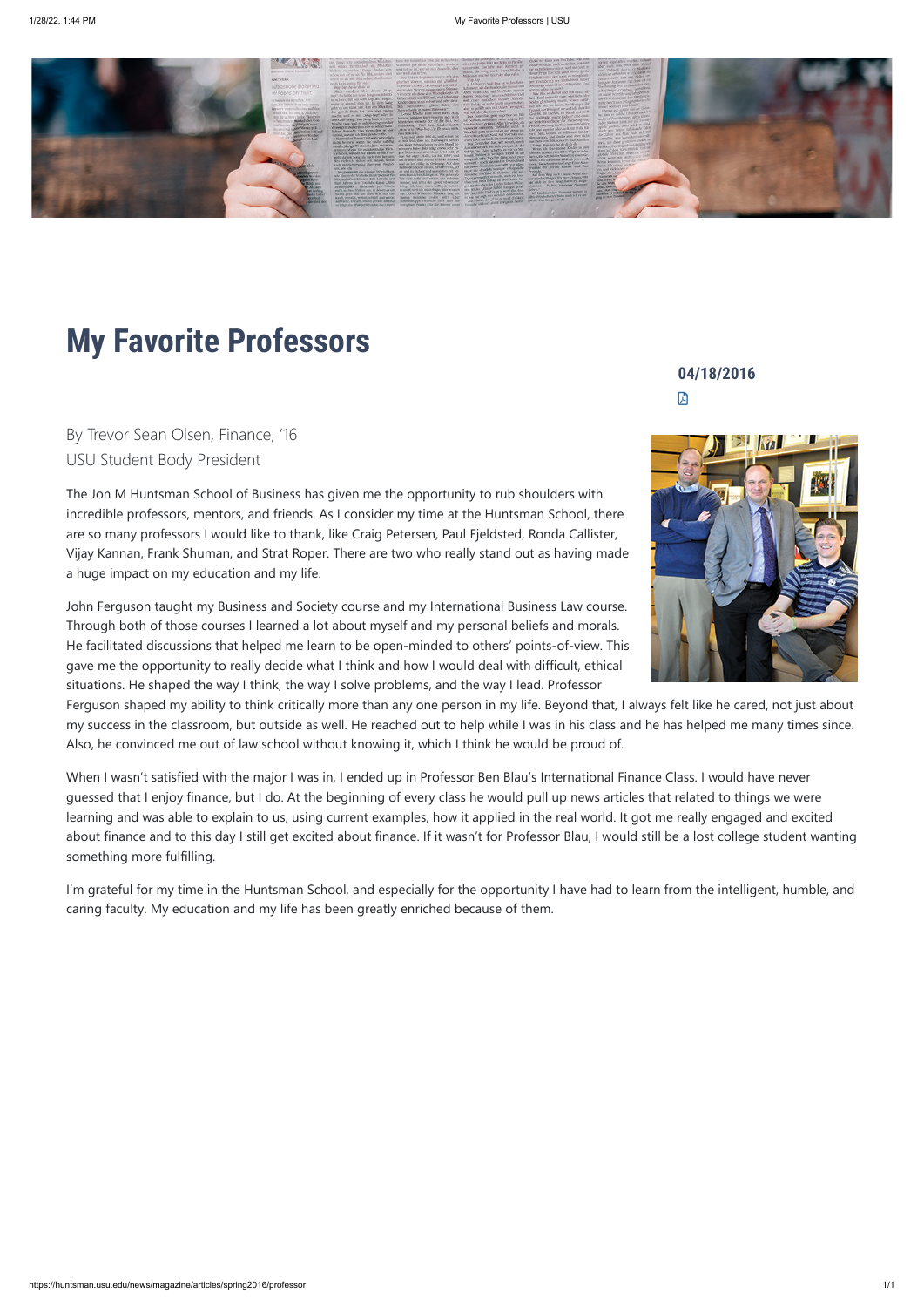# My Favorite Professors

04/18/2016

By Trevor Sean Olsen, Finance, '16
USU Student Body President

The Jon M Huntsman School of Business has given me the opportunity to rub shoulders with incredible professors, mentors, and friends. As I consider my time at the Huntsman School, there are so many professors I would like to thank, like Craig Petersen, Paul Fjeldsted, Ronda Callister, Vijay Kannan, Frank Shuman, and Strat Roper. There are two who really stand out as having made a huge impact on my education and my life.

John Ferguson taught my Business and Society course and my International Business Law course. Through both of those courses I learned a lot about myself and my personal beliefs and morals. He facilitated discussions that helped me learn to be open-minded to others' points-of-view. This gave me the opportunity to really decide what I think and how I would deal with difficult, ethical situations. He shaped the way I think, the way I solve problems, and the way I lead. Professor Ferguson shaped my ability to think critically more than any one person in my life. Beyond that, I always felt like he cared, not just about my success in the classroom, but outside as well. He reached out to help while I was in his class and he has helped me many times since. Also, he convinced me out of law school without knowing it, which I think he would be proud of.

When I wasn't satisfied with the major I was in, I ended up in Professor Ben Blau's International Finance Class. I would have never guessed that I enjoy finance, but I do. At the beginning of every class he would pull up news articles that related to things we were learning and was able to explain to us, using current examples, how it applied in the real world. It got me really engaged and excited about finance and to this day I still get excited about finance. If it wasn't for Professor Blau, I would still be a lost college student wanting something more fulfilling.

I'm grateful for my time in the Huntsman School, and especially for the opportunity I have had to learn from the intelligent, humble, and caring faculty. My education and my life has been greatly enriched because of them.